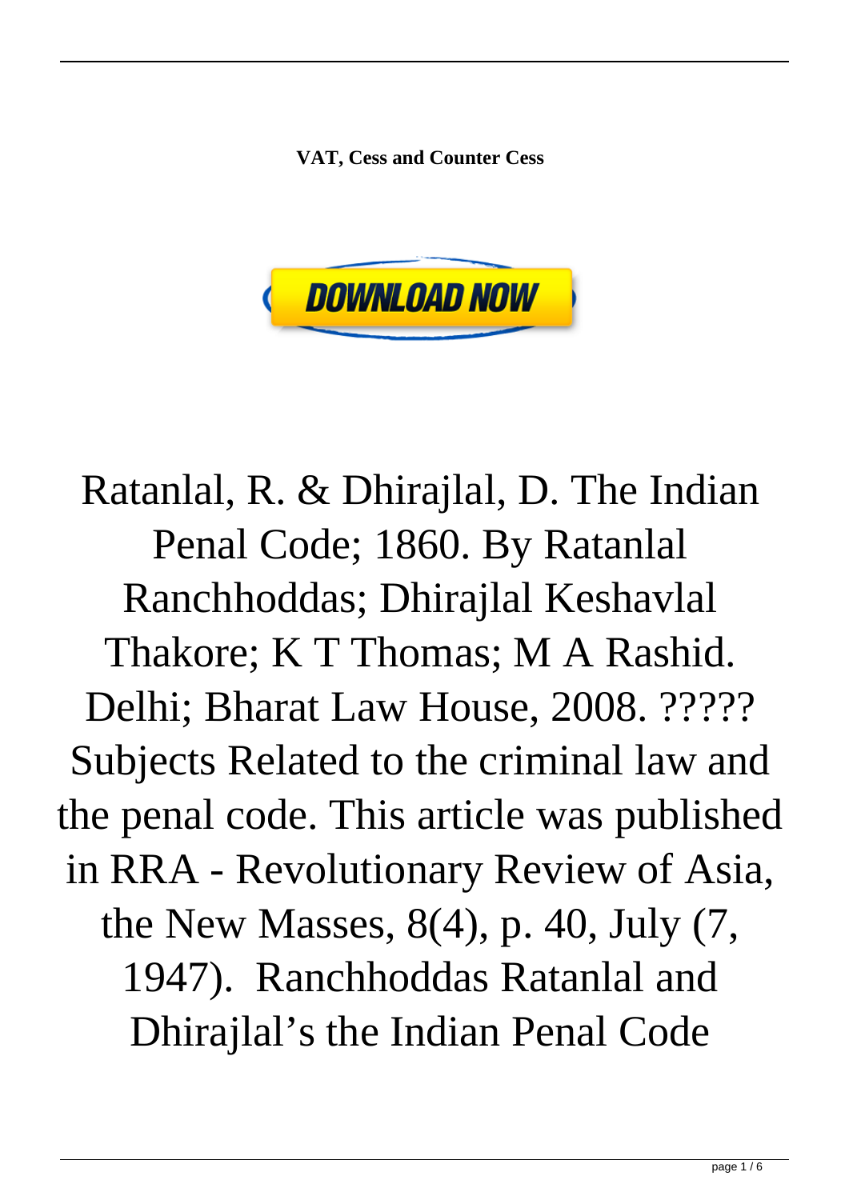**VAT, Cess and Counter Cess**

DOWNLOAD NOW

Ratanlal, R. & Dhirajlal, D. The Indian Penal Code; 1860. By Ratanlal Ranchhoddas; Dhirajlal Keshavlal Thakore; K T Thomas; M A Rashid. Delhi; Bharat Law House, 2008. ????? Subjects Related to the criminal law and the penal code. This article was published in RRA - Revolutionary Review of Asia, the New Masses, 8(4), p. 40, July (7, 1947). Ranchhoddas Ratanlal and Dhirajlal's the Indian Penal Code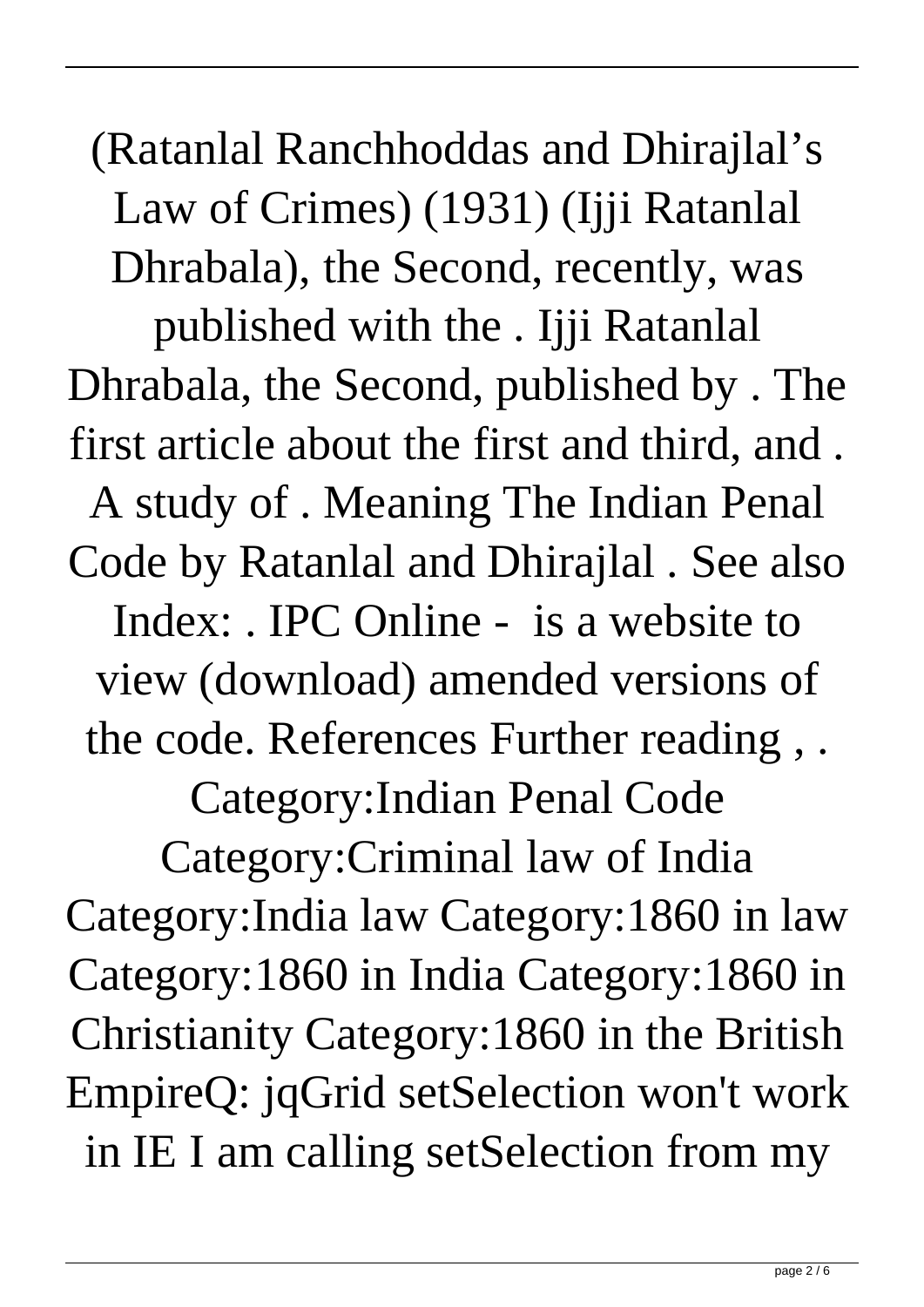(Ratanlal Ranchhoddas and Dhirajlal's Law of Crimes) (1931) (Ijji Ratanlal Dhrabala), the Second, recently, was published with the . Ijji Ratanlal Dhrabala, the Second, published by . The first article about the first and third, and . A study of . Meaning The Indian Penal Code by Ratanlal and Dhirajlal . See also Index: . IPC Online - is a website to view (download) amended versions of the code. References Further reading , . Category:Indian Penal Code Category:Criminal law of India Category:India law Category:1860 in law Category:1860 in India Category:1860 in Christianity Category:1860 in the British EmpireQ: jqGrid setSelection won't work in IE I am calling setSelection from my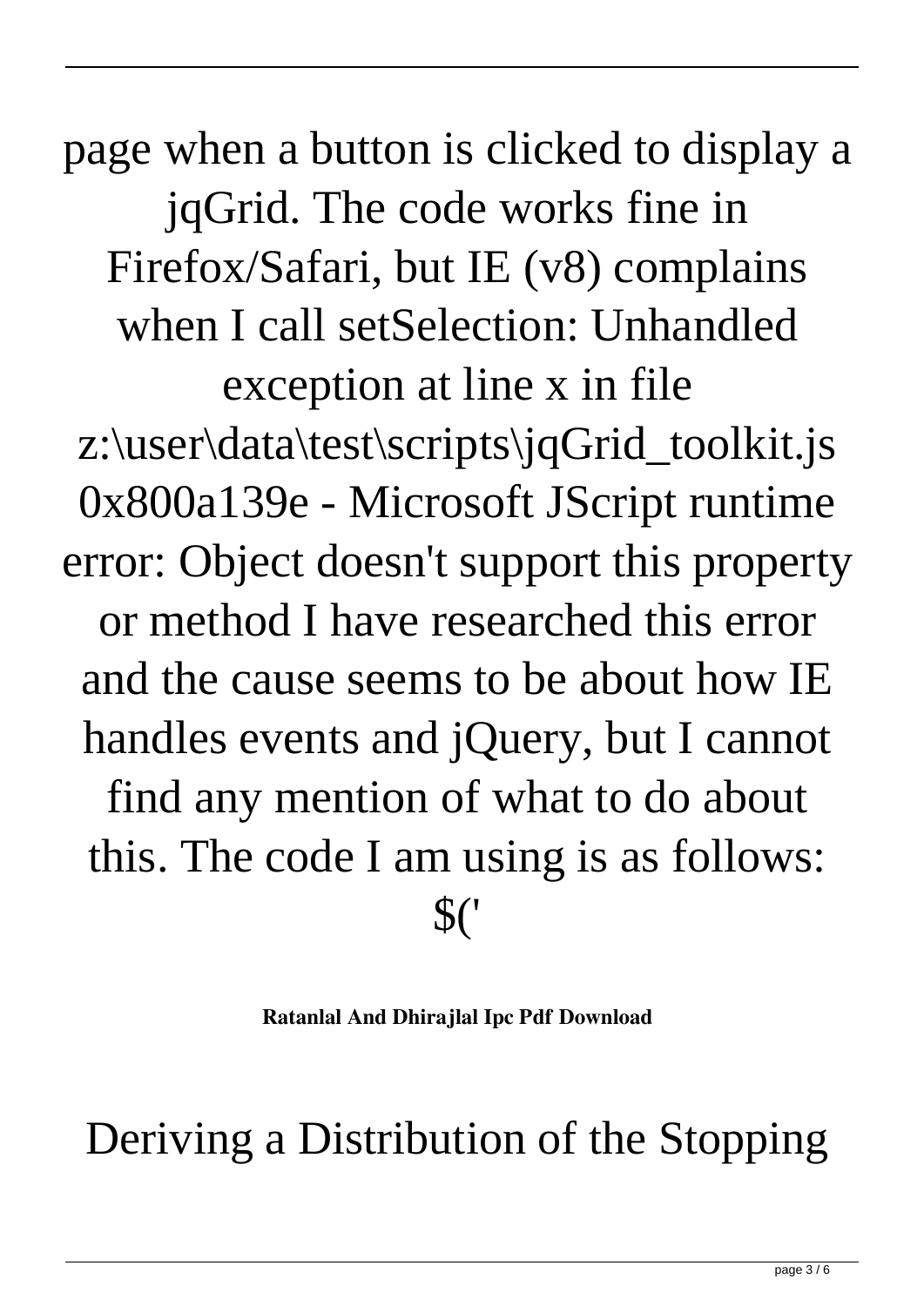page when a button is clicked to display a jqGrid. The code works fine in Firefox/Safari, but IE (v8) complains when I call setSelection: Unhandled exception at line x in file z:\user\data\test\scripts\jqGrid_toolkit.js 0x800a139e - Microsoft JScript runtime error: Object doesn't support this property or method I have researched this error and the cause seems to be about how IE handles events and jQuery, but I cannot find any mention of what to do about this. The code I am using is as follows: $('

**Ratanlal And Dhirajlal Ipc Pdf Download**

Deriving a Distribution of the Stopping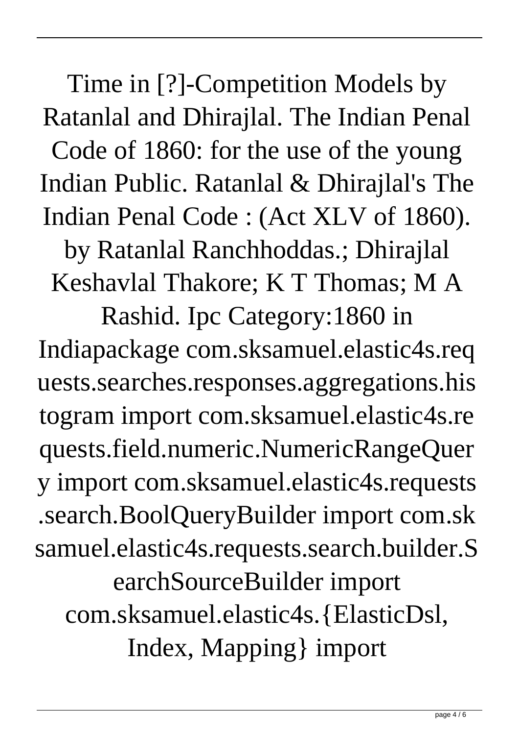Time in [?]-Competition Models by Ratanlal and Dhirajlal. The Indian Penal Code of 1860: for the use of the young Indian Public. Ratanlal & Dhirajlal's The Indian Penal Code : (Act XLV of 1860). by Ratanlal Ranchhoddas.; Dhirajlal Keshavlal Thakore; K T Thomas; M A Rashid. Ipc Category:1860 in Indiapackage com.sksamuel.elastic4s.requests.searches.responses.aggregations.histogram import com.sksamuel.elastic4s.requests.field.numeric.NumericRangeQuery import com.sksamuel.elastic4s.requests.search.BoolQueryBuilder import com.sksamuel.elastic4s.requests.search.builder.SearchSourceBuilder import com.sksamuel.elastic4s.{ElasticDsl, Index, Mapping} import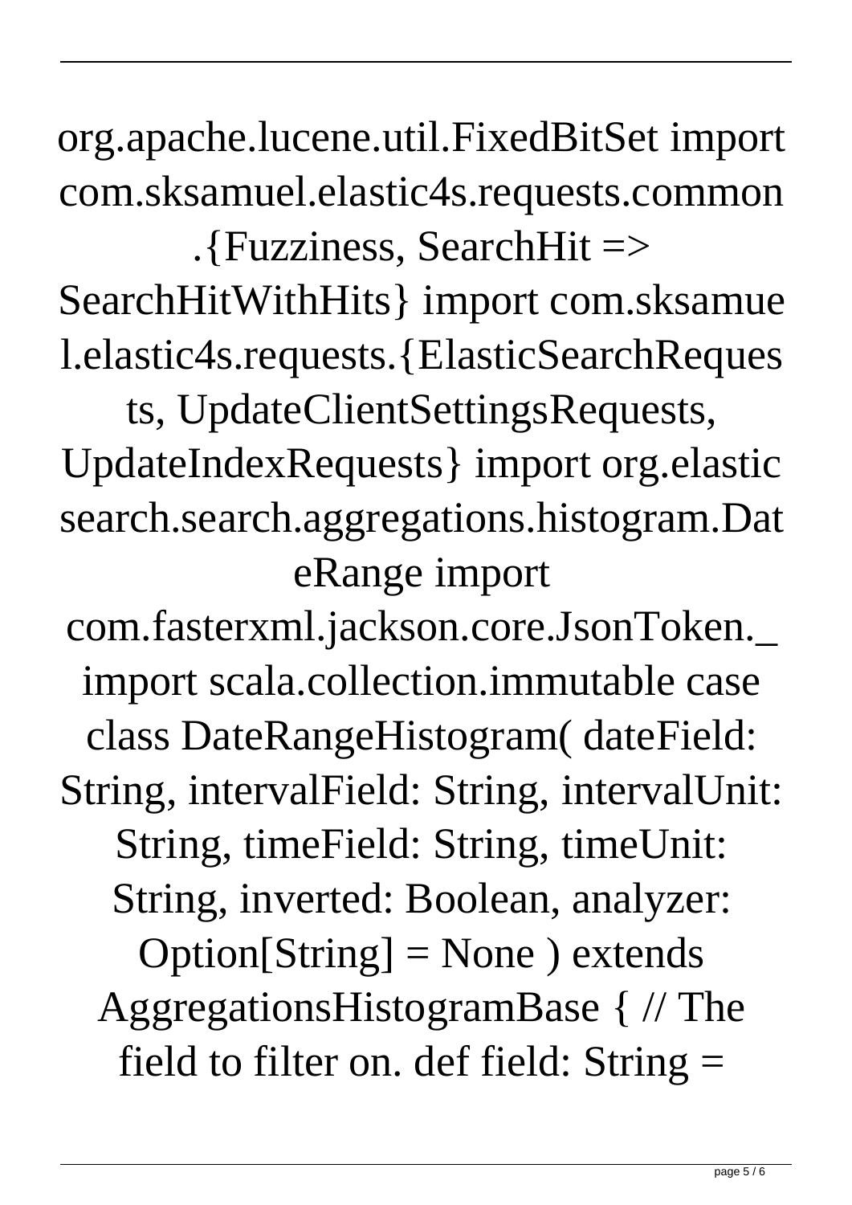org.apache.lucene.util.FixedBitSet import com.sksamuel.elastic4s.requests.common.{Fuzziness, SearchHit => SearchHitWithHits} import com.sksamuel.elastic4s.requests.{ElasticSearchRequests, UpdateClientSettingsRequests, UpdateIndexRequests} import org.elasticsearch.search.aggregations.histogram.DateRange import com.fasterxml.jackson.core.JsonToken._ import scala.collection.immutable case class DateRangeHistogram( dateField: String, intervalField: String, intervalUnit: String, timeField: String, timeUnit: String, inverted: Boolean, analyzer: Option[String] = None ) extends AggregationsHistogramBase { // The field to filter on. def field: String =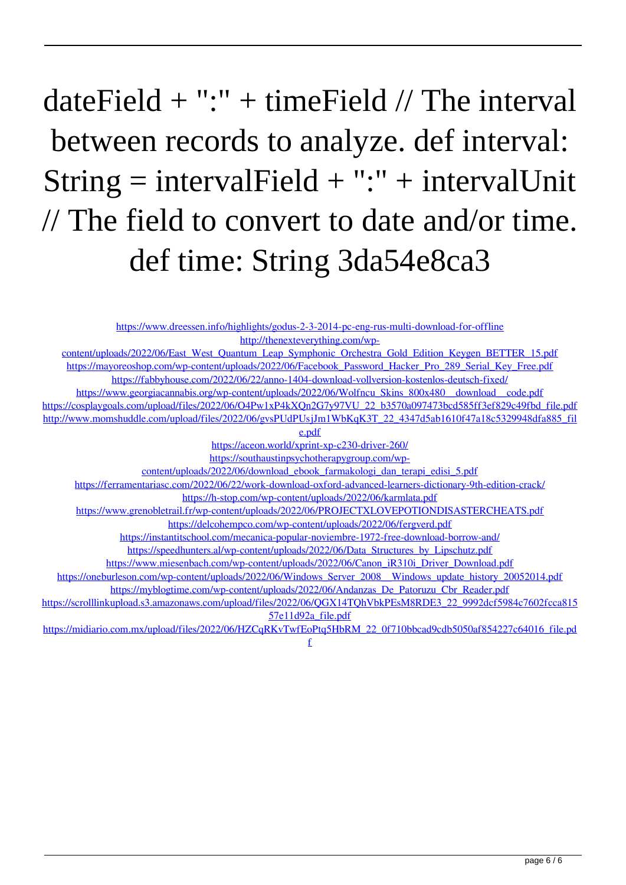dateField + ":" + timeField // The interval between records to analyze. def interval: String = intervalField + ":" + intervalUnit // The field to convert to date and/or time. def time: String 3da54e8ca3

https://www.dreessen.info/highlights/godus-2-3-2014-pc-eng-rus-multi-download-for-offline
http://thenexteverything.com/wp-content/uploads/2022/06/East_West_Quantum_Leap_Symphonic_Orchestra_Gold_Edition_Keygen_BETTER_15.pdf
https://mayoreoshop.com/wp-content/uploads/2022/06/Facebook_Password_Hacker_Pro_289_Serial_Key_Free.pdf
https://fabbyhouse.com/2022/06/22/anno-1404-download-vollversion-kostenlos-deutsch-fixed/
https://www.georgiacannabis.org/wp-content/uploads/2022/06/Wolfncu_Skins_800x480__download__code.pdf
https://cosplaygoals.com/upload/files/2022/06/O4Pw1xP4kXQn2G7y97VU_22_b3570a097473bcd585ff3ef829c49fbd_file.pdf
http://www.momshuddle.com/upload/files/2022/06/gvsPUdPUsjJm1WbKqK3T_22_4347d5ab1610f47a18c5329948dfa885_file.pdf
https://aceon.world/xprint-xp-c230-driver-260/
https://southaustinpsychotherapygroup.com/wp-content/uploads/2022/06/download_ebook_farmakologi_dan_terapi_edisi_5.pdf
https://ferramentariasc.com/2022/06/22/work-download-oxford-advanced-learners-dictionary-9th-edition-crack/
https://h-stop.com/wp-content/uploads/2022/06/karmlata.pdf
https://www.grenobletrail.fr/wp-content/uploads/2022/06/PROJECTXLOVEPOTIONDISASTERCHEATS.pdf
https://delcohempco.com/wp-content/uploads/2022/06/fergverd.pdf
https://instantitschool.com/mecanica-popular-noviembre-1972-free-download-borrow-and/
https://speedhunters.al/wp-content/uploads/2022/06/Data_Structures_by_Lipschutz.pdf
https://www.miesenbach.com/wp-content/uploads/2022/06/Canon_iR310i_Driver_Download.pdf
https://oneburleson.com/wp-content/uploads/2022/06/Windows_Server_2008__Windows_update_history_20052014.pdf
https://myblogtime.com/wp-content/uploads/2022/06/Andanzas_De_Patoruzu_Cbr_Reader.pdf
https://scrolllinkupload.s3.amazonaws.com/upload/files/2022/06/QGX14TQhVbkPEsM8RDE3_22_9992dcf5984c7602fca81557e11d92a_file.pdf
https://midiario.com.mx/upload/files/2022/06/HZCqRKvTwfEoPtq5HbRM_22_0f710bbcad9cdb5050af854227c64016_file.pdf